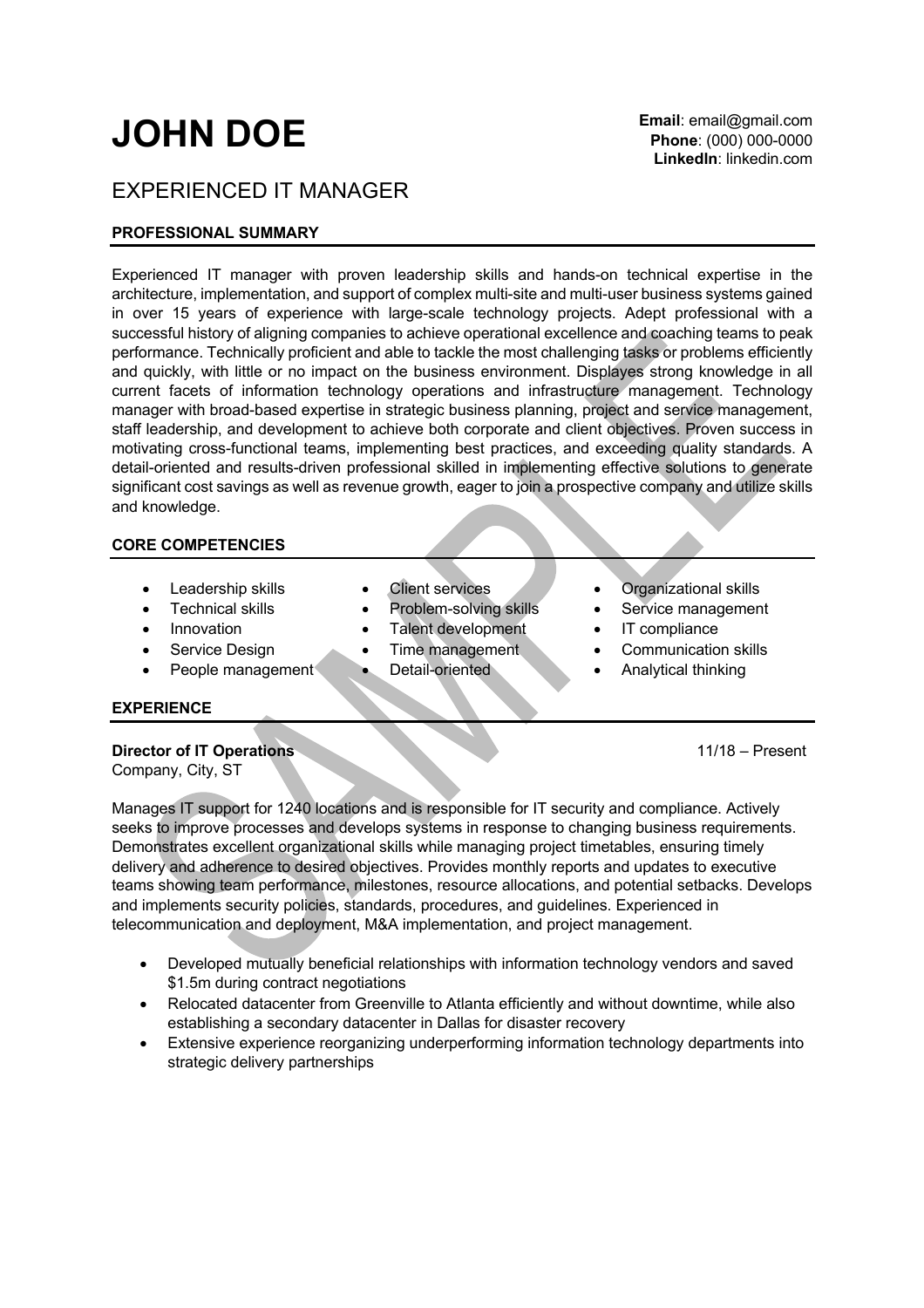# JOHN DOE

**Email**: email@gmail.com
**Phone**: (000) 000-0000
**LinkedIn**: linkedin.com

## EXPERIENCED IT MANAGER

### PROFESSIONAL SUMMARY

Experienced IT manager with proven leadership skills and hands-on technical expertise in the architecture, implementation, and support of complex multi-site and multi-user business systems gained in over 15 years of experience with large-scale technology projects. Adept professional with a successful history of aligning companies to achieve operational excellence and coaching teams to peak performance. Technically proficient and able to tackle the most challenging tasks or problems efficiently and quickly, with little or no impact on the business environment. Displayes strong knowledge in all current facets of information technology operations and infrastructure management. Technology manager with broad-based expertise in strategic business planning, project and service management, staff leadership, and development to achieve both corporate and client objectives. Proven success in motivating cross-functional teams, implementing best practices, and exceeding quality standards. A detail-oriented and results-driven professional skilled in implementing effective solutions to generate significant cost savings as well as revenue growth, eager to join a prospective company and utilize skills and knowledge.

### CORE COMPETENCIES

- Leadership skills
- Technical skills
- Innovation
- Service Design
- People management
- Client services
- Problem-solving skills
- Talent development
- Time management
- Detail-oriented
- Organizational skills
- Service management
- IT compliance
- Communication skills
- Analytical thinking

### EXPERIENCE

**Director of IT Operations** 11/18 – Present
Company, City, ST

Manages IT support for 1240 locations and is responsible for IT security and compliance. Actively seeks to improve processes and develops systems in response to changing business requirements. Demonstrates excellent organizational skills while managing project timetables, ensuring timely delivery and adherence to desired objectives. Provides monthly reports and updates to executive teams showing team performance, milestones, resource allocations, and potential setbacks. Develops and implements security policies, standards, procedures, and guidelines. Experienced in telecommunication and deployment, M&A implementation, and project management.

- Developed mutually beneficial relationships with information technology vendors and saved $1.5m during contract negotiations
- Relocated datacenter from Greenville to Atlanta efficiently and without downtime, while also establishing a secondary datacenter in Dallas for disaster recovery
- Extensive experience reorganizing underperforming information technology departments into strategic delivery partnerships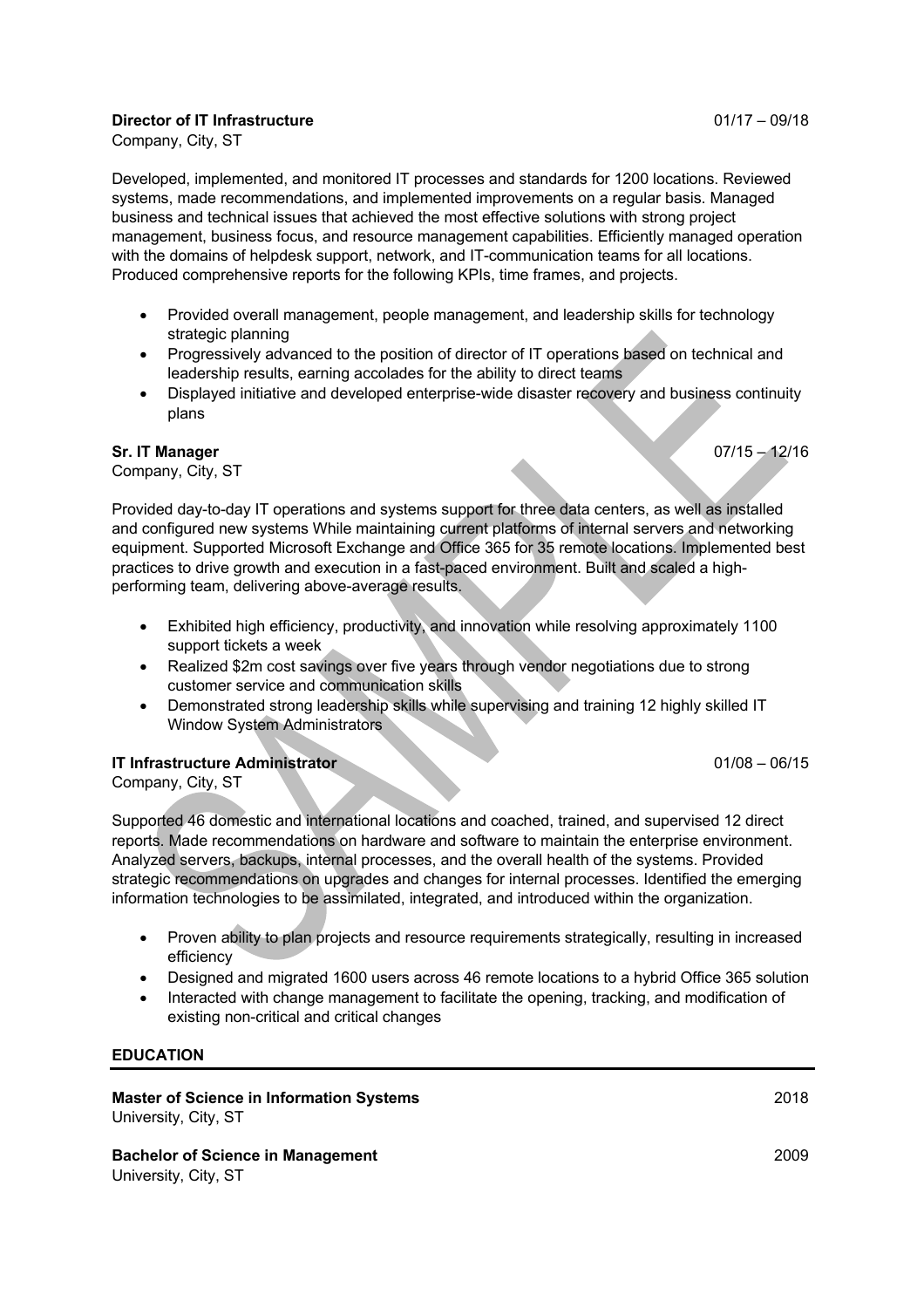**Director of IT Infrastructure** 01/17 – 09/18
Company, City, ST

Developed, implemented, and monitored IT processes and standards for 1200 locations. Reviewed systems, made recommendations, and implemented improvements on a regular basis. Managed business and technical issues that achieved the most effective solutions with strong project management, business focus, and resource management capabilities. Efficiently managed operation with the domains of helpdesk support, network, and IT-communication teams for all locations. Produced comprehensive reports for the following KPIs, time frames, and projects.

- Provided overall management, people management, and leadership skills for technology strategic planning
- Progressively advanced to the position of director of IT operations based on technical and leadership results, earning accolades for the ability to direct teams
- Displayed initiative and developed enterprise-wide disaster recovery and business continuity plans

**Sr. IT Manager** 07/15 – 12/16
Company, City, ST

Provided day-to-day IT operations and systems support for three data centers, as well as installed and configured new systems While maintaining current platforms of internal servers and networking equipment. Supported Microsoft Exchange and Office 365 for 35 remote locations. Implemented best practices to drive growth and execution in a fast-paced environment. Built and scaled a high-performing team, delivering above-average results.

- Exhibited high efficiency, productivity, and innovation while resolving approximately 1100 support tickets a week
- Realized $2m cost savings over five years through vendor negotiations due to strong customer service and communication skills
- Demonstrated strong leadership skills while supervising and training 12 highly skilled IT Window System Administrators

**IT Infrastructure Administrator** 01/08 – 06/15
Company, City, ST

Supported 46 domestic and international locations and coached, trained, and supervised 12 direct reports. Made recommendations on hardware and software to maintain the enterprise environment. Analyzed servers, backups, internal processes, and the overall health of the systems. Provided strategic recommendations on upgrades and changes for internal processes. Identified the emerging information technologies to be assimilated, integrated, and introduced within the organization.

- Proven ability to plan projects and resource requirements strategically, resulting in increased efficiency
- Designed and migrated 1600 users across 46 remote locations to a hybrid Office 365 solution
- Interacted with change management to facilitate the opening, tracking, and modification of existing non-critical and critical changes

## EDUCATION

**Master of Science in Information Systems** 2018
University, City, ST

**Bachelor of Science in Management** 2009
University, City, ST